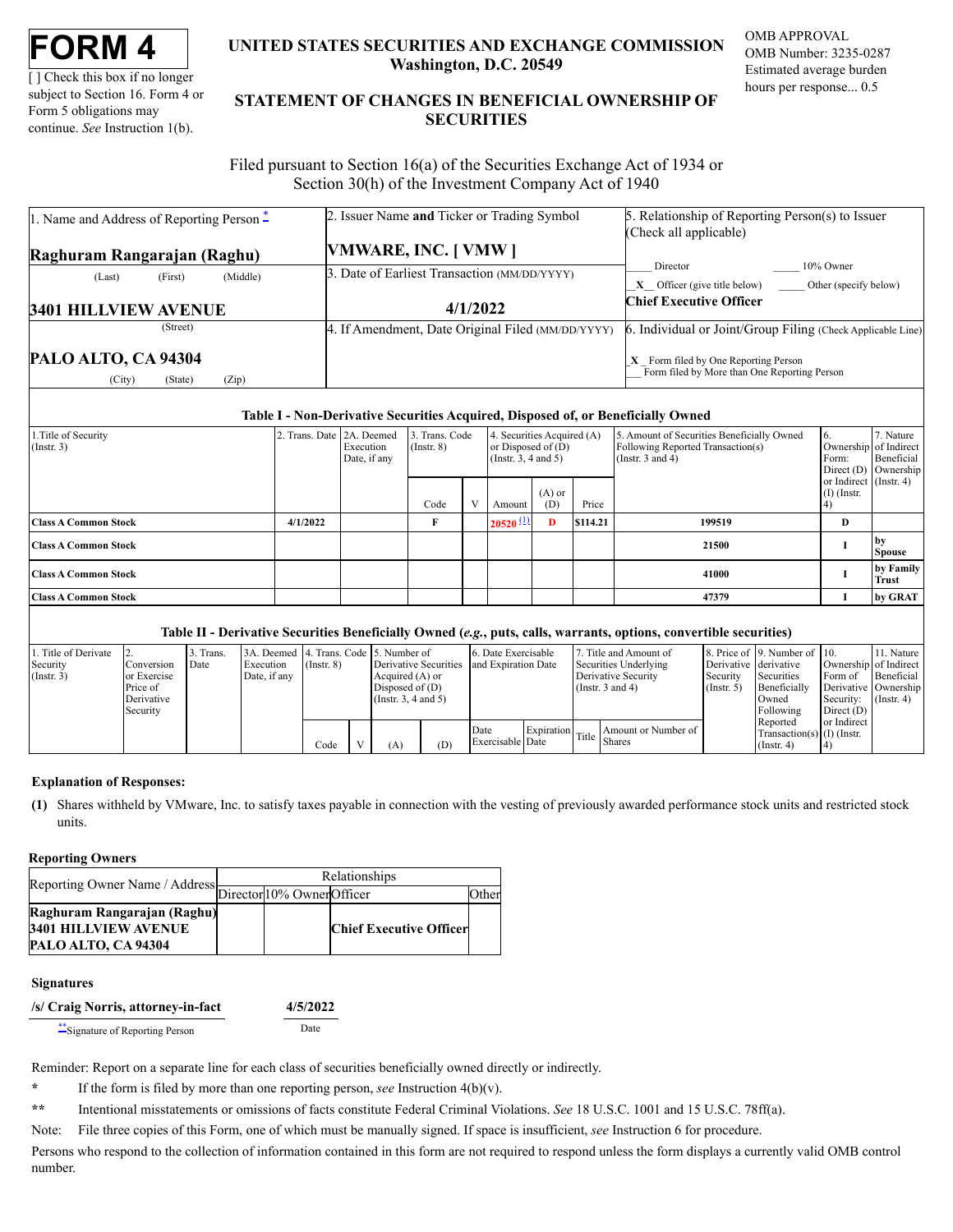# FORM 4

[ ] Check this box if no longer subject to Section 16. Form 4 or Form 5 obligations may continue. *See* Instruction 1(b).

**UNITED STATES SECURITIES AND EXCHANGE COMMISSION**
**Washington, D.C. 20549**

**STATEMENT OF CHANGES IN BENEFICIAL OWNERSHIP OF SECURITIES**

OMB APPROVAL
OMB Number: 3235-0287
Estimated average burden hours per response... 0.5

Filed pursuant to Section 16(a) of the Securities Exchange Act of 1934 or Section 30(h) of the Investment Company Act of 1940

| 1. Name and Address of Reporting Person * | 2. Issuer Name **and** Ticker or Trading Symbol | 5. Relationship of Reporting Person(s) to Issuer (Check all applicable) |
|---|---|---|
| **Raghuram Rangarajan (Raghu)** (Last) (First) (Middle) | **VMWARE, INC. [ VMW ]** | ____ Director ____ 10% Owner |
| **3401 HILLVIEW AVENUE** (Street) | 3. Date of Earliest Transaction (MM/DD/YYYY) **4/1/2022** | _X_ Officer (give title below) ____ Other (specify below) **Chief Executive Officer** |
| **PALO ALTO, CA 94304** (City) (State) (Zip) | 4. If Amendment, Date Original Filed (MM/DD/YYYY) | 6. Individual or Joint/Group Filing (Check Applicable Line) _X_ Form filed by One Reporting Person ___ Form filed by More than One Reporting Person |

### Table I - Non-Derivative Securities Acquired, Disposed of, or Beneficially Owned

| 1.Title of Security (Instr. 3) | 2. Trans. Date | 2A. Deemed Execution Date, if any | 3. Trans. Code (Instr. 8) | | 4. Securities Acquired (A) or Disposed of (D) (Instr. 3, 4 and 5) | | | 5. Amount of Securities Beneficially Owned Following Reported Transaction(s) (Instr. 3 and 4) | 6. Ownership Form: Direct (D) or Indirect (I) (Instr. 4) | 7. Nature of Indirect Beneficial Ownership (Instr. 4) |
|---|---|---|---|---|---|---|---|---|---|---|
| | | | Code | V | Amount | (A) or (D) | Price | | | |
| **Class A Common Stock** | **4/1/2022** | | **F** | | **20520** [(1)] | **D** | **$114.21** | **199519** | **D** | |
| **Class A Common Stock** | | | | | | | | **21500** | **I** | **by Spouse** |
| **Class A Common Stock** | | | | | | | | **41000** | **I** | **by Family Trust** |
| **Class A Common Stock** | | | | | | | | **47379** | **I** | **by GRAT** |

### Table II - Derivative Securities Beneficially Owned (*e.g.*, puts, calls, warrants, options, convertible securities)

| 1. Title of Derivate Security (Instr. 3) | 2. Conversion or Exercise Price of Derivative Security | 3. Trans. Date | 3A. Deemed Execution Date, if any | 4. Trans. Code (Instr. 8) | | 5. Number of Derivative Securities Acquired (A) or Disposed of (D) (Instr. 3, 4 and 5) | | 6. Date Exercisable and Expiration Date | | 7. Title and Amount of Securities Underlying Derivative Security (Instr. 3 and 4) | | 8. Price of Derivative Security (Instr. 5) | 9. Number of derivative Securities Beneficially Owned Following Reported Transaction(s) (Instr. 4) | 10. Ownership Form of Derivative Security: Direct (D) or Indirect (I) (Instr. 4) | 11. Nature of Indirect Beneficial Ownership (Instr. 4) |
|---|---|---|---|---|---|---|---|---|---|---|---|---|---|---|---|
| | | | | Code | V | (A) | (D) | Date Exercisable | Expiration Date | Title | Amount or Number of Shares | | | | |

## Explanation of Responses:

**(1)** Shares withheld by VMware, Inc. to satisfy taxes payable in connection with the vesting of previously awarded performance stock units and restricted stock units.

## Reporting Owners

| Reporting Owner Name / Address | Relationships | | | |
|---|---|---|---|---|
| | Director | 10% Owner | Officer | Other |
| **Raghuram Rangarajan (Raghu)** **3401 HILLVIEW AVENUE** **PALO ALTO, CA 94304** | | | **Chief Executive Officer** | |

## Signatures

| **/s/ Craig Norris, attorney-in-fact** | **4/5/2022** |
|---|---|
| **Signature of Reporting Person | Date |

Reminder: Report on a separate line for each class of securities beneficially owned directly or indirectly.

\* If the form is filed by more than one reporting person, *see* Instruction 4(b)(v).

\*\* Intentional misstatements or omissions of facts constitute Federal Criminal Violations. *See* 18 U.S.C. 1001 and 15 U.S.C. 78ff(a).

Note: File three copies of this Form, one of which must be manually signed. If space is insufficient, *see* Instruction 6 for procedure.

Persons who respond to the collection of information contained in this form are not required to respond unless the form displays a currently valid OMB control number.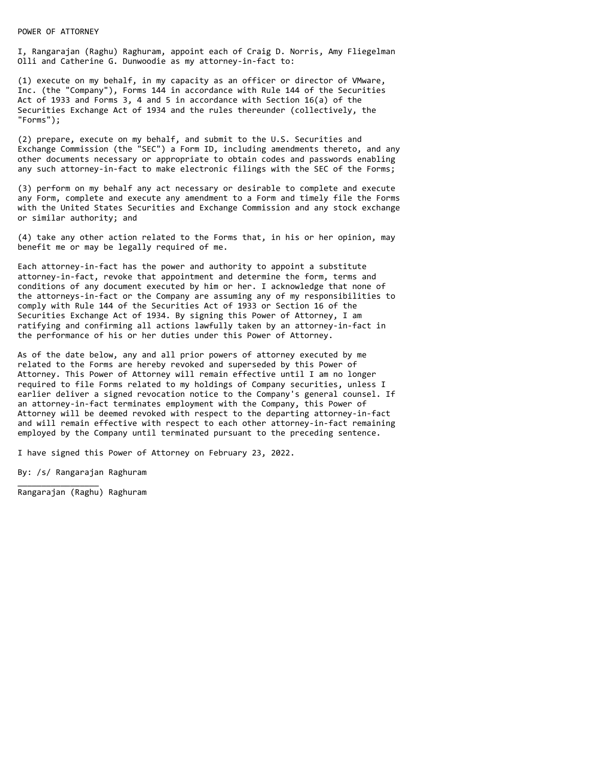# POWER OF ATTORNEY

I, Rangarajan (Raghu) Raghuram, appoint each of Craig D. Norris, Amy Fliegelman Olli and Catherine G. Dunwoodie as my attorney-in-fact to:

(1) execute on my behalf, in my capacity as an officer or director of VMware, Inc. (the "Company"), Forms 144 in accordance with Rule 144 of the Securities Act of 1933 and Forms 3, 4 and 5 in accordance with Section 16(a) of the Securities Exchange Act of 1934 and the rules thereunder (collectively, the "Forms");

(2) prepare, execute on my behalf, and submit to the U.S. Securities and Exchange Commission (the "SEC") a Form ID, including amendments thereto, and any other documents necessary or appropriate to obtain codes and passwords enabling any such attorney-in-fact to make electronic filings with the SEC of the Forms;

(3) perform on my behalf any act necessary or desirable to complete and execute any Form, complete and execute any amendment to a Form and timely file the Forms with the United States Securities and Exchange Commission and any stock exchange or similar authority; and

(4) take any other action related to the Forms that, in his or her opinion, may benefit me or may be legally required of me.

Each attorney-in-fact has the power and authority to appoint a substitute attorney-in-fact, revoke that appointment and determine the form, terms and conditions of any document executed by him or her. I acknowledge that none of the attorneys-in-fact or the Company are assuming any of my responsibilities to comply with Rule 144 of the Securities Act of 1933 or Section 16 of the Securities Exchange Act of 1934. By signing this Power of Attorney, I am ratifying and confirming all actions lawfully taken by an attorney-in-fact in the performance of his or her duties under this Power of Attorney.

As of the date below, any and all prior powers of attorney executed by me related to the Forms are hereby revoked and superseded by this Power of Attorney. This Power of Attorney will remain effective until I am no longer required to file Forms related to my holdings of Company securities, unless I earlier deliver a signed revocation notice to the Company's general counsel. If an attorney-in-fact terminates employment with the Company, this Power of Attorney will be deemed revoked with respect to the departing attorney-in-fact and will remain effective with respect to each other attorney-in-fact remaining employed by the Company until terminated pursuant to the preceding sentence.

I have signed this Power of Attorney on February 23, 2022.

By: /s/ Rangarajan Raghuram

_________________

Rangarajan (Raghu) Raghuram